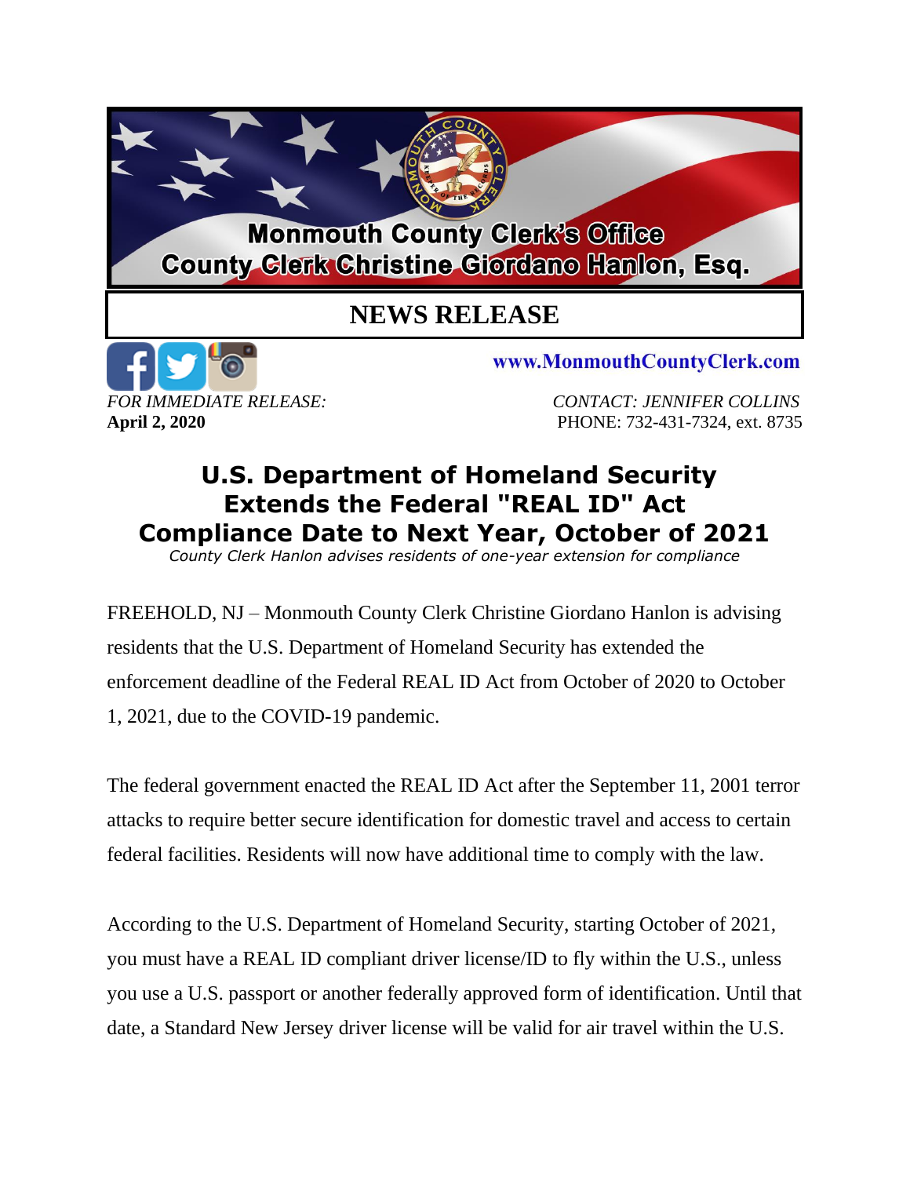# Monmouth County Clerk's Office
## County Clerk Christine Giordano Hanlon, Esq.

## NEWS RELEASE

www.MonmouthCountyClerk.com

*FOR IMMEDIATE RELEASE:*
**April 2, 2020**

*CONTACT: JENNIFER COLLINS*
PHONE: 732-431-7324, ext. 8735

# U.S. Department of Homeland Security Extends the Federal "REAL ID" Act Compliance Date to Next Year, October of 2021

*County Clerk Hanlon advises residents of one-year extension for compliance*

FREEHOLD, NJ – Monmouth County Clerk Christine Giordano Hanlon is advising residents that the U.S. Department of Homeland Security has extended the enforcement deadline of the Federal REAL ID Act from October of 2020 to October 1, 2021, due to the COVID-19 pandemic.

The federal government enacted the REAL ID Act after the September 11, 2001 terror attacks to require better secure identification for domestic travel and access to certain federal facilities. Residents will now have additional time to comply with the law.

According to the U.S. Department of Homeland Security, starting October of 2021, you must have a REAL ID compliant driver license/ID to fly within the U.S., unless you use a U.S. passport or another federally approved form of identification. Until that date, a Standard New Jersey driver license will be valid for air travel within the U.S.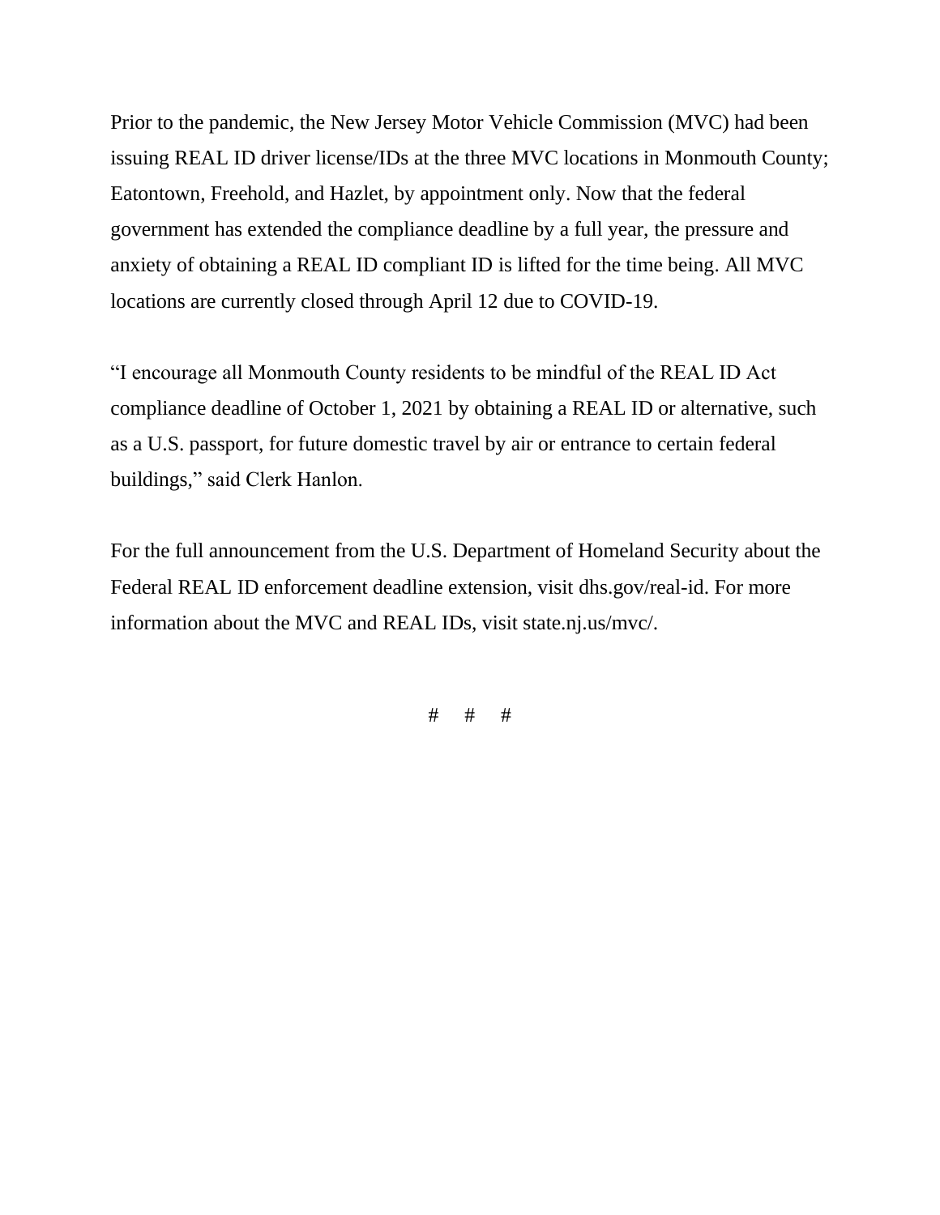Prior to the pandemic, the New Jersey Motor Vehicle Commission (MVC) had been issuing REAL ID driver license/IDs at the three MVC locations in Monmouth County; Eatontown, Freehold, and Hazlet, by appointment only. Now that the federal government has extended the compliance deadline by a full year, the pressure and anxiety of obtaining a REAL ID compliant ID is lifted for the time being. All MVC locations are currently closed through April 12 due to COVID-19.

"I encourage all Monmouth County residents to be mindful of the REAL ID Act compliance deadline of October 1, 2021 by obtaining a REAL ID or alternative, such as a U.S. passport, for future domestic travel by air or entrance to certain federal buildings," said Clerk Hanlon.

For the full announcement from the U.S. Department of Homeland Security about the Federal REAL ID enforcement deadline extension, visit dhs.gov/real-id. For more information about the MVC and REAL IDs, visit state.nj.us/mvc/.

# # #